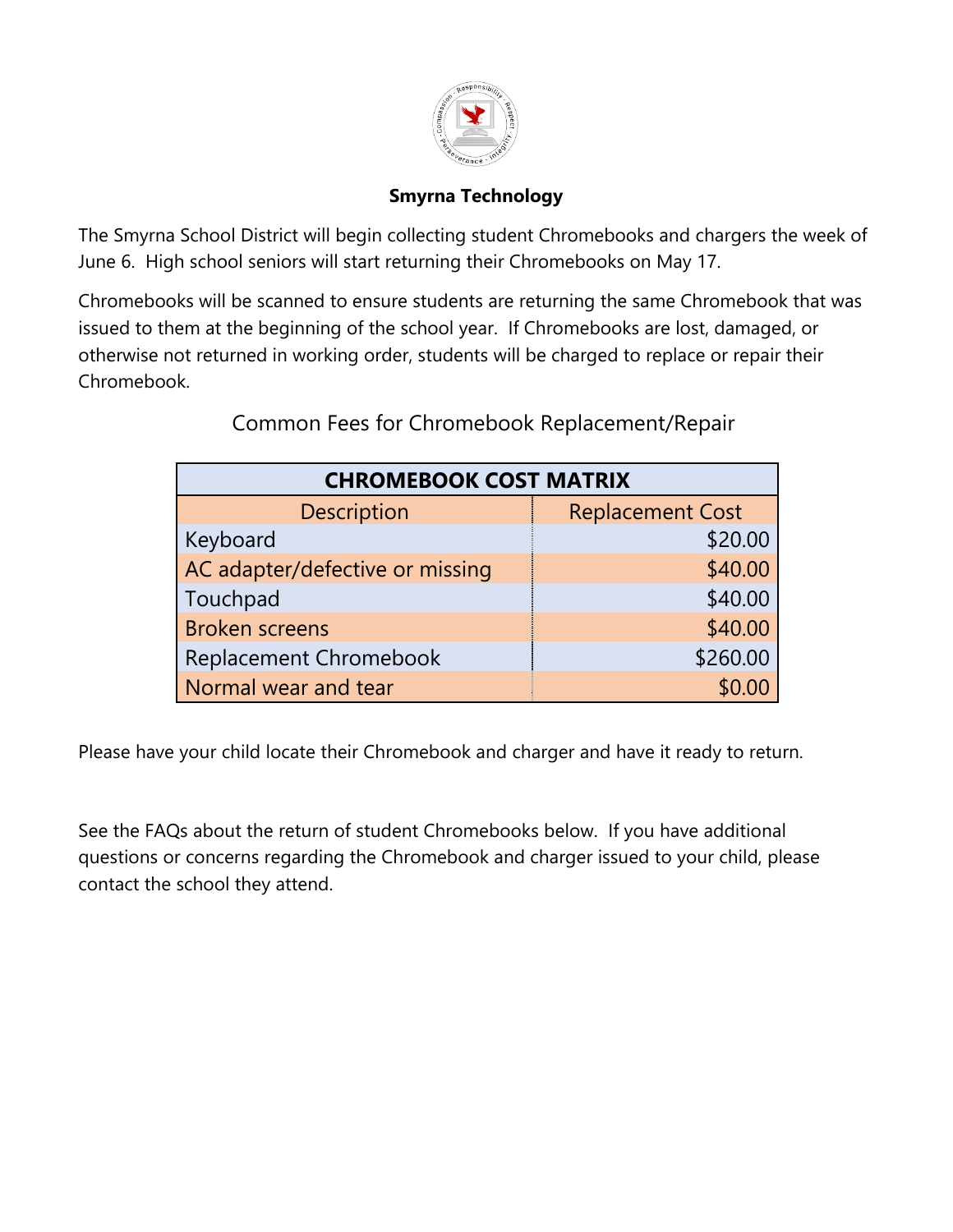**Smyrna Technology**

The Smyrna School District will begin collecting student Chromebooks and chargers the week of June 6. High school seniors will start returning their Chromebooks on May 17.

Chromebooks will be scanned to ensure students are returning the same Chromebook that was issued to them at the beginning of the school year. If Chromebooks are lost, damaged, or otherwise not returned in working order, students will be charged to replace or repair their Chromebook.

Common Fees for Chromebook Replacement/Repair

| **CHROMEBOOK COST MATRIX** | |
|---|---|
| Description | Replacement Cost |
| Keyboard | $20.00 |
| AC adapter/defective or missing | $40.00 |
| Touchpad | $40.00 |
| Broken screens | $40.00 |
| Replacement Chromebook | $260.00 |
| Normal wear and tear | $0.00 |

Please have your child locate their Chromebook and charger and have it ready to return.

See the FAQs about the return of student Chromebooks below. If you have additional questions or concerns regarding the Chromebook and charger issued to your child, please contact the school they attend.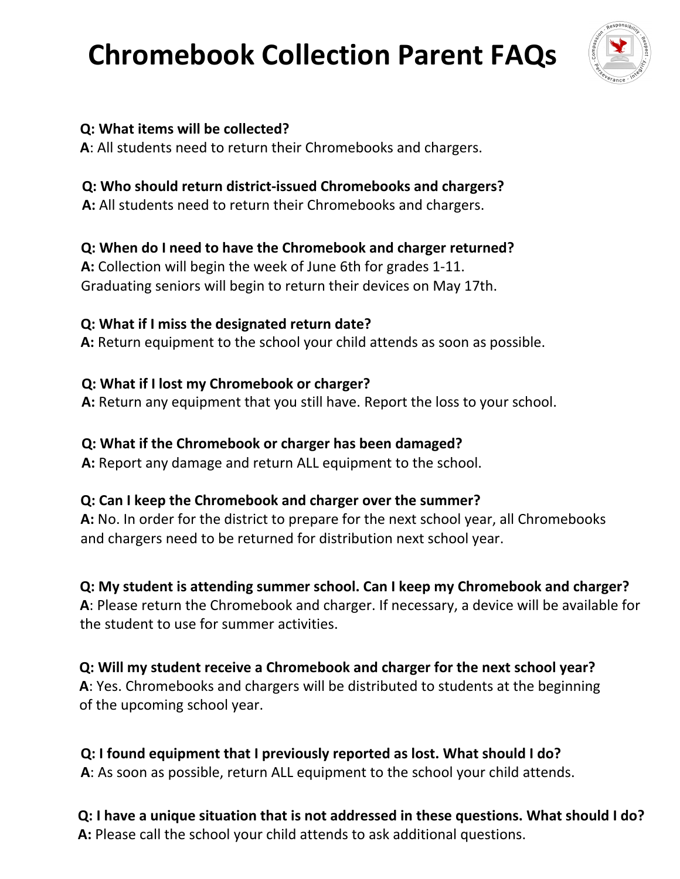# Chromebook Collection Parent FAQs

**Q: What items will be collected?**
**A**: All students need to return their Chromebooks and chargers.

**Q: Who should return district-issued Chromebooks and chargers?**
**A:** All students need to return their Chromebooks and chargers.

**Q: When do I need to have the Chromebook and charger returned?**
**A:** Collection will begin the week of June 6th for grades 1-11.
Graduating seniors will begin to return their devices on May 17th.

**Q: What if I miss the designated return date?**
**A:** Return equipment to the school your child attends as soon as possible.

**Q: What if I lost my Chromebook or charger?**
**A:** Return any equipment that you still have. Report the loss to your school.

**Q: What if the Chromebook or charger has been damaged?**
**A:** Report any damage and return ALL equipment to the school.

**Q: Can I keep the Chromebook and charger over the summer?**
**A:** No. In order for the district to prepare for the next school year, all Chromebooks and chargers need to be returned for distribution next school year.

**Q: My student is attending summer school. Can I keep my Chromebook and charger?**
**A**: Please return the Chromebook and charger. If necessary, a device will be available for the student to use for summer activities.

**Q: Will my student receive a Chromebook and charger for the next school year?**
**A**: Yes. Chromebooks and chargers will be distributed to students at the beginning of the upcoming school year.

**Q: I found equipment that I previously reported as lost. What should I do?**
**A**: As soon as possible, return ALL equipment to the school your child attends.

**Q: I have a unique situation that is not addressed in these questions. What should I do?**
**A:** Please call the school your child attends to ask additional questions.